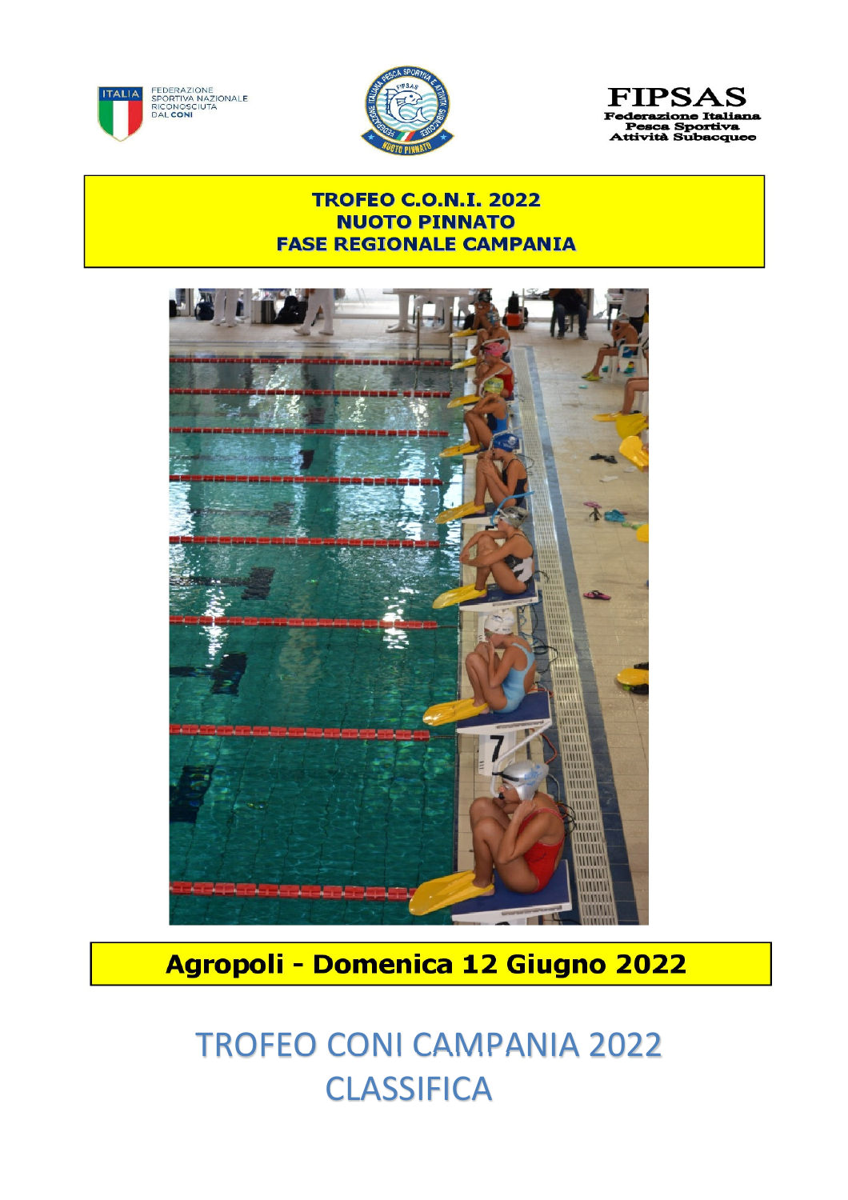ITALIA FEDERAZIONE SPORTIVA NAZIONALE RICONOSCIUTA DAL CONI

FIPSAS
Federazione Italiana
Pesca Sportiva
Attività Subacquee

# TROFEO C.O.N.I. 2022
# NUOTO PINNATO
# FASE REGIONALE CAMPANIA

**Agropoli - Domenica 12 Giugno 2022**

# TROFEO CONI CAMPANIA 2022
# CLASSIFICA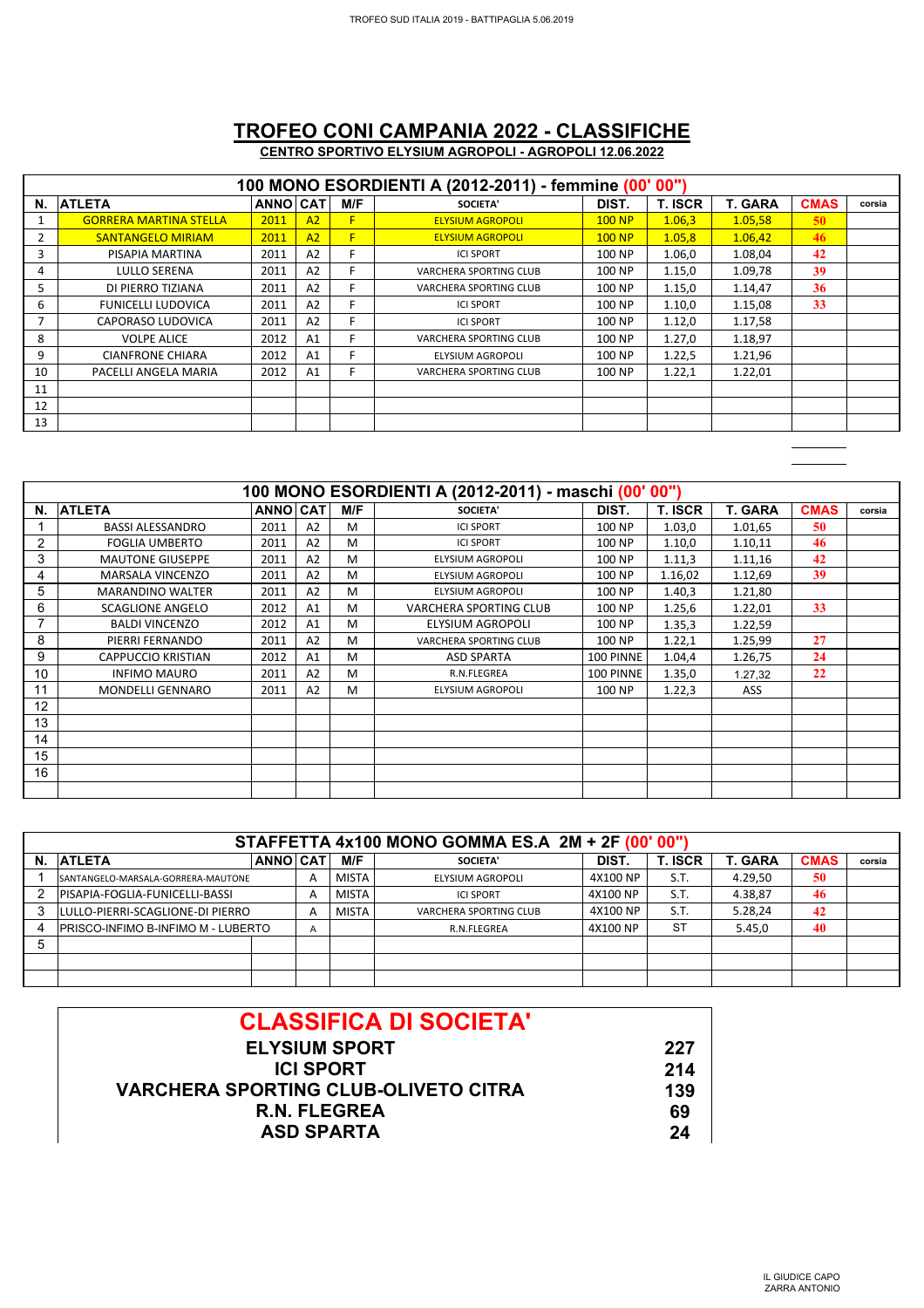# TROFEO CONI CAMPANIA 2022 - CLASSIFICHE

**CENTRO SPORTIVO ELYSIUM AGROPOLI - AGROPOLI 12.06.2022**

## 100 MONO ESORDIENTI A (2012-2011) - femmine (00' 00")

| N. | ATLETA | ANNO | CAT | M/F | SOCIETA' | DIST. | T. ISCR | T. GARA | CMAS | corsia |
|---|---|---|---|---|---|---|---|---|---|---|
| 1 | GORRERA MARTINA STELLA | 2011 | A2 | F | ELYSIUM AGROPOLI | 100 NP | 1.06,3 | 1.05,58 | 50 | |
| 2 | SANTANGELO MIRIAM | 2011 | A2 | F | ELYSIUM AGROPOLI | 100 NP | 1.05,8 | 1.06,42 | 46 | |
| 3 | PISAPIA MARTINA | 2011 | A2 | F | ICI SPORT | 100 NP | 1.06,0 | 1.08,04 | 42 | |
| 4 | LULLO SERENA | 2011 | A2 | F | VARCHERA SPORTING CLUB | 100 NP | 1.15,0 | 1.09,78 | 39 | |
| 5 | DI PIERRO TIZIANA | 2011 | A2 | F | VARCHERA SPORTING CLUB | 100 NP | 1.15,0 | 1.14,47 | 36 | |
| 6 | FUNICELLI LUDOVICA | 2011 | A2 | F | ICI SPORT | 100 NP | 1.10,0 | 1.15,08 | 33 | |
| 7 | CAPORASO LUDOVICA | 2011 | A2 | F | ICI SPORT | 100 NP | 1.12,0 | 1.17,58 | | |
| 8 | VOLPE ALICE | 2012 | A1 | F | VARCHERA SPORTING CLUB | 100 NP | 1.27,0 | 1.18,97 | | |
| 9 | CIANFRONE CHIARA | 2012 | A1 | F | ELYSIUM AGROPOLI | 100 NP | 1.22,5 | 1.21,96 | | |
| 10 | PACELLI ANGELA MARIA | 2012 | A1 | F | VARCHERA SPORTING CLUB | 100 NP | 1.22,1 | 1.22,01 | | |
| 11 | | | | | | | | | | |
| 12 | | | | | | | | | | |
| 13 | | | | | | | | | | |

## 100 MONO ESORDIENTI A (2012-2011) - maschi (00' 00")

| N. | ATLETA | ANNO | CAT | M/F | SOCIETA' | DIST. | T. ISCR | T. GARA | CMAS | corsia |
|---|---|---|---|---|---|---|---|---|---|---|
| 1 | BASSI ALESSANDRO | 2011 | A2 | M | ICI SPORT | 100 NP | 1.03,0 | 1.01,65 | 50 | |
| 2 | FOGLIA UMBERTO | 2011 | A2 | M | ICI SPORT | 100 NP | 1.10,0 | 1.10,11 | 46 | |
| 3 | MAUTONE GIUSEPPE | 2011 | A2 | M | ELYSIUM AGROPOLI | 100 NP | 1.11,3 | 1.11,16 | 42 | |
| 4 | MARSALA VINCENZO | 2011 | A2 | M | ELYSIUM AGROPOLI | 100 NP | 1.16,02 | 1.12,69 | 39 | |
| 5 | MARANDINO WALTER | 2011 | A2 | M | ELYSIUM AGROPOLI | 100 NP | 1.40,3 | 1.21,80 | | |
| 6 | SCAGLIONE ANGELO | 2012 | A1 | M | VARCHERA SPORTING CLUB | 100 NP | 1.25,6 | 1.22,01 | 33 | |
| 7 | BALDI VINCENZO | 2012 | A1 | M | ELYSIUM AGROPOLI | 100 NP | 1.35,3 | 1.22,59 | | |
| 8 | PIERRI FERNANDO | 2011 | A2 | M | VARCHERA SPORTING CLUB | 100 NP | 1.22,1 | 1.25,99 | 27 | |
| 9 | CAPPUCCIO KRISTIAN | 2012 | A1 | M | ASD SPARTA | 100 PINNE | 1.04,4 | 1.26,75 | 24 | |
| 10 | INFIMO MAURO | 2011 | A2 | M | R.N.FLEGREA | 100 PINNE | 1.35,0 | 1.27,32 | 22 | |
| 11 | MONDELLI GENNARO | 2011 | A2 | M | ELYSIUM AGROPOLI | 100 NP | 1.22,3 | ASS | | |
| 12 | | | | | | | | | | |
| 13 | | | | | | | | | | |
| 14 | | | | | | | | | | |
| 15 | | | | | | | | | | |
| 16 | | | | | | | | | | |
| | | | | | | | | | | |

## STAFFETTA 4x100 MONO GOMMA ES.A 2M + 2F (00' 00")

| N. | ATLETA | ANNO | CAT | M/F | SOCIETA' | DIST. | T. ISCR | T. GARA | CMAS | corsia |
|---|---|---|---|---|---|---|---|---|---|---|
| 1 | SANTANGELO-MARSALA-GORRERA-MAUTONE | | A | MISTA | ELYSIUM AGROPOLI | 4X100 NP | S.T. | 4.29,50 | 50 | |
| 2 | PISAPIA-FOGLIA-FUNICELLI-BASSI | | A | MISTA | ICI SPORT | 4X100 NP | S.T. | 4.38,87 | 46 | |
| 3 | LULLO-PIERRI-SCAGLIONE-DI PIERRO | | A | MISTA | VARCHERA SPORTING CLUB | 4X100 NP | S.T. | 5.28,24 | 42 | |
| 4 | PRISCO-INFIMO B-INFIMO M - LUBERTO | | A | | R.N.FLEGREA | 4X100 NP | ST | 5.45,0 | 40 | |
| 5 | | | | | | | | | | |
| | | | | | | | | | | |
| | | | | | | | | | | |

## CLASSIFICA DI SOCIETA'

| | |
|---|---|
| ELYSIUM SPORT | 227 |
| ICI SPORT | 214 |
| VARCHERA SPORTING CLUB-OLIVETO CITRA | 139 |
| R.N. FLEGREA | 69 |
| ASD SPARTA | 24 |

IL GIUDICE CAPO
ZARRA ANTONIO